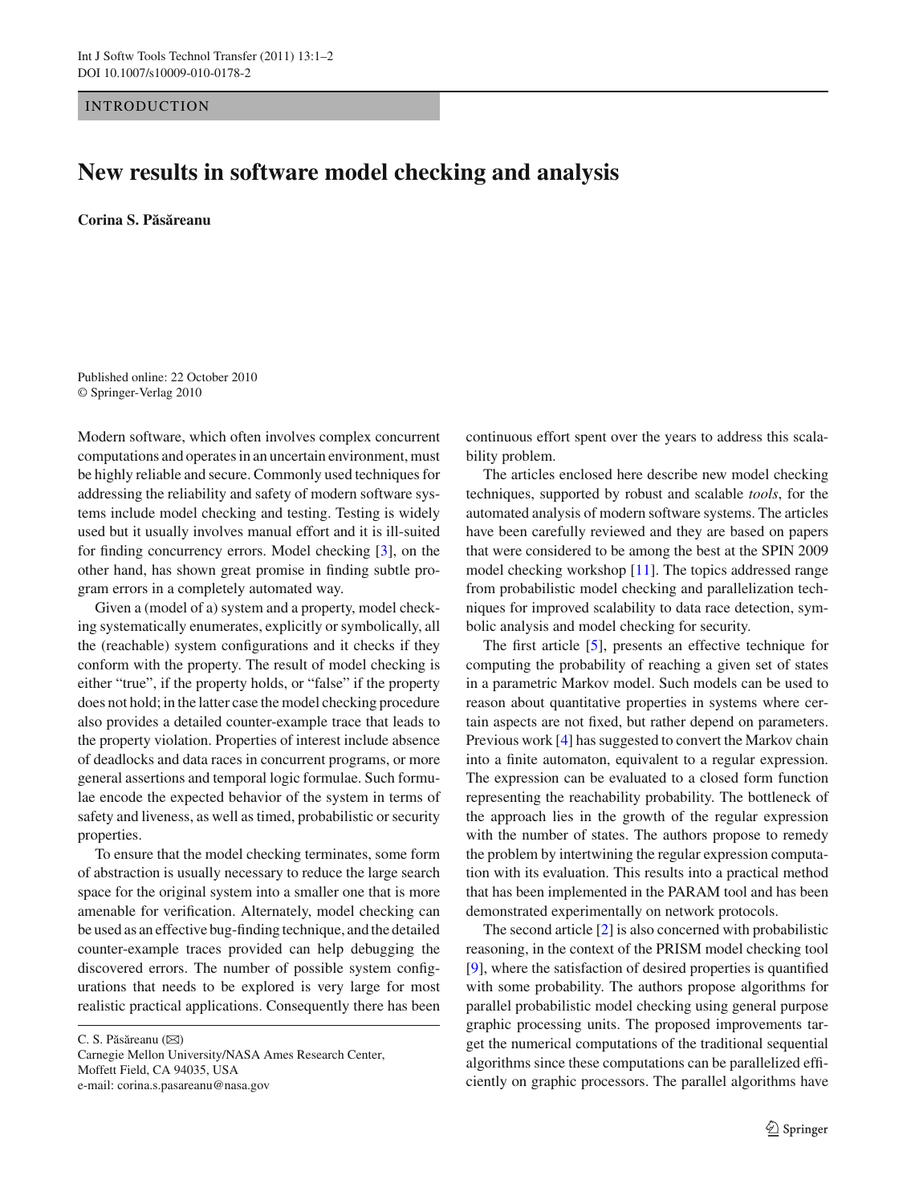INTRODUCTION

# New results in software model checking and analysis

**Corina S. Păsăreanu**

Published online: 22 October 2010
© Springer-Verlag 2010

Modern software, which often involves complex concurrent computations and operates in an uncertain environment, must be highly reliable and secure. Commonly used techniques for addressing the reliability and safety of modern software systems include model checking and testing. Testing is widely used but it usually involves manual effort and it is ill-suited for finding concurrency errors. Model checking [3], on the other hand, has shown great promise in finding subtle program errors in a completely automated way.

Given a (model of a) system and a property, model checking systematically enumerates, explicitly or symbolically, all the (reachable) system configurations and it checks if they conform with the property. The result of model checking is either "true", if the property holds, or "false" if the property does not hold; in the latter case the model checking procedure also provides a detailed counter-example trace that leads to the property violation. Properties of interest include absence of deadlocks and data races in concurrent programs, or more general assertions and temporal logic formulae. Such formulae encode the expected behavior of the system in terms of safety and liveness, as well as timed, probabilistic or security properties.

To ensure that the model checking terminates, some form of abstraction is usually necessary to reduce the large search space for the original system into a smaller one that is more amenable for verification. Alternately, model checking can be used as an effective bug-finding technique, and the detailed counter-example traces provided can help debugging the discovered errors. The number of possible system configurations that needs to be explored is very large for most realistic practical applications. Consequently there has been continuous effort spent over the years to address this scalability problem.

The articles enclosed here describe new model checking techniques, supported by robust and scalable *tools*, for the automated analysis of modern software systems. The articles have been carefully reviewed and they are based on papers that were considered to be among the best at the SPIN 2009 model checking workshop [11]. The topics addressed range from probabilistic model checking and parallelization techniques for improved scalability to data race detection, symbolic analysis and model checking for security.

The first article [5], presents an effective technique for computing the probability of reaching a given set of states in a parametric Markov model. Such models can be used to reason about quantitative properties in systems where certain aspects are not fixed, but rather depend on parameters. Previous work [4] has suggested to convert the Markov chain into a finite automaton, equivalent to a regular expression. The expression can be evaluated to a closed form function representing the reachability probability. The bottleneck of the approach lies in the growth of the regular expression with the number of states. The authors propose to remedy the problem by intertwining the regular expression computation with its evaluation. This results into a practical method that has been implemented in the PARAM tool and has been demonstrated experimentally on network protocols.

The second article [2] is also concerned with probabilistic reasoning, in the context of the PRISM model checking tool [9], where the satisfaction of desired properties is quantified with some probability. The authors propose algorithms for parallel probabilistic model checking using general purpose graphic processing units. The proposed improvements target the numerical computations of the traditional sequential algorithms since these computations can be parallelized efficiently on graphic processors. The parallel algorithms have

C. S. Păsăreanu (✉)
Carnegie Mellon University/NASA Ames Research Center,
Moffett Field, CA 94035, USA
e-mail: corina.s.pasareanu@nasa.gov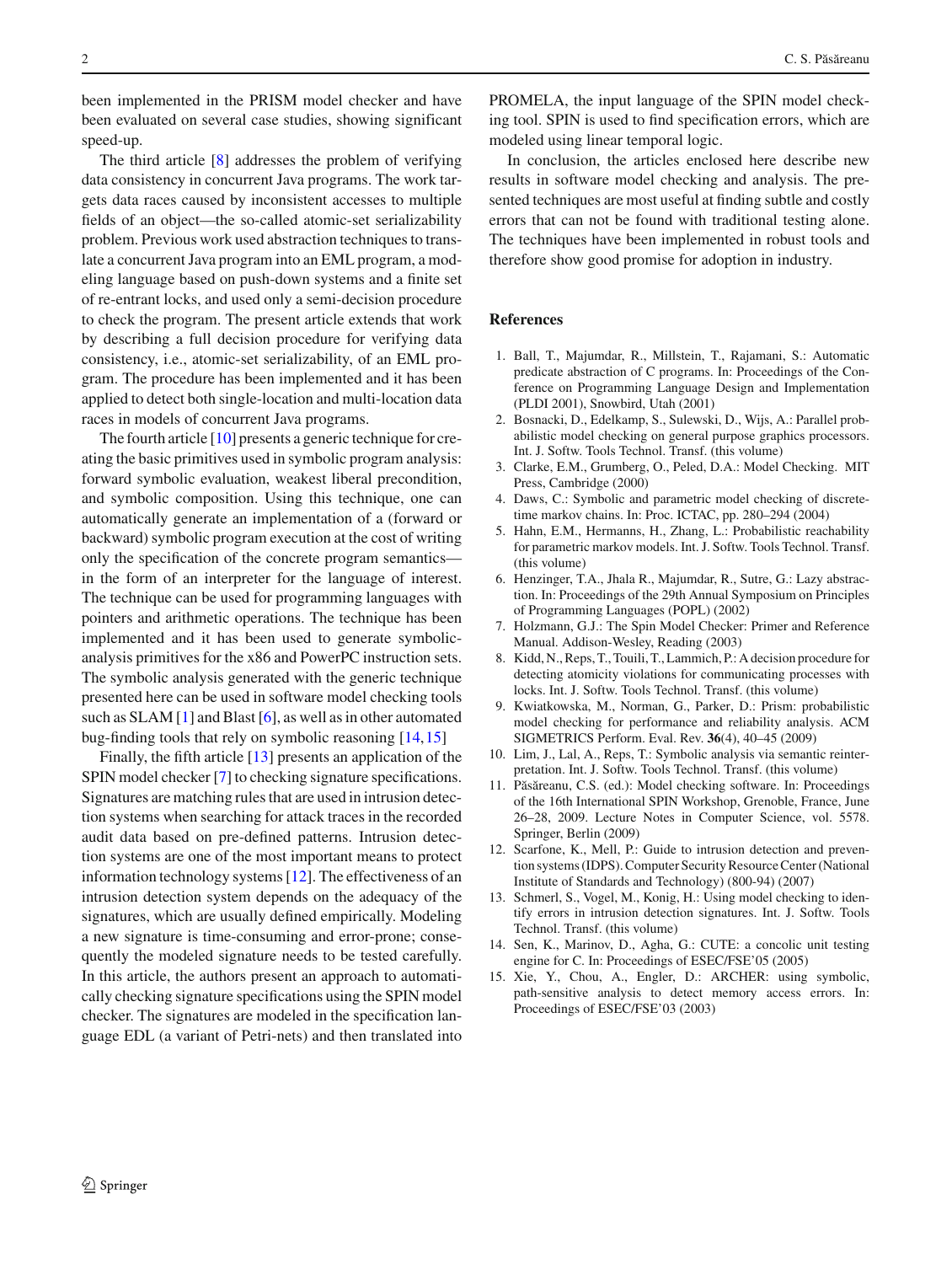been implemented in the PRISM model checker and have been evaluated on several case studies, showing significant speed-up.

The third article [8] addresses the problem of verifying data consistency in concurrent Java programs. The work targets data races caused by inconsistent accesses to multiple fields of an object—the so-called atomic-set serializability problem. Previous work used abstraction techniques to translate a concurrent Java program into an EML program, a modeling language based on push-down systems and a finite set of re-entrant locks, and used only a semi-decision procedure to check the program. The present article extends that work by describing a full decision procedure for verifying data consistency, i.e., atomic-set serializability, of an EML program. The procedure has been implemented and it has been applied to detect both single-location and multi-location data races in models of concurrent Java programs.

The fourth article [10] presents a generic technique for creating the basic primitives used in symbolic program analysis: forward symbolic evaluation, weakest liberal precondition, and symbolic composition. Using this technique, one can automatically generate an implementation of a (forward or backward) symbolic program execution at the cost of writing only the specification of the concrete program semantics—in the form of an interpreter for the language of interest. The technique can be used for programming languages with pointers and arithmetic operations. The technique has been implemented and it has been used to generate symbolic-analysis primitives for the x86 and PowerPC instruction sets. The symbolic analysis generated with the generic technique presented here can be used in software model checking tools such as SLAM [1] and Blast [6], as well as in other automated bug-finding tools that rely on symbolic reasoning [14,15]

Finally, the fifth article [13] presents an application of the SPIN model checker [7] to checking signature specifications. Signatures are matching rules that are used in intrusion detection systems when searching for attack traces in the recorded audit data based on pre-defined patterns. Intrusion detection systems are one of the most important means to protect information technology systems [12]. The effectiveness of an intrusion detection system depends on the adequacy of the signatures, which are usually defined empirically. Modeling a new signature is time-consuming and error-prone; consequently the modeled signature needs to be tested carefully. In this article, the authors present an approach to automatically checking signature specifications using the SPIN model checker. The signatures are modeled in the specification language EDL (a variant of Petri-nets) and then translated into PROMELA, the input language of the SPIN model checking tool. SPIN is used to find specification errors, which are modeled using linear temporal logic.

In conclusion, the articles enclosed here describe new results in software model checking and analysis. The presented techniques are most useful at finding subtle and costly errors that can not be found with traditional testing alone. The techniques have been implemented in robust tools and therefore show good promise for adoption in industry.

## References

1. Ball, T., Majumdar, R., Millstein, T., Rajamani, S.: Automatic predicate abstraction of C programs. In: Proceedings of the Conference on Programming Language Design and Implementation (PLDI 2001), Snowbird, Utah (2001)
2. Bosnacki, D., Edelkamp, S., Sulewski, D., Wijs, A.: Parallel probabilistic model checking on general purpose graphics processors. Int. J. Softw. Tools Technol. Transf. (this volume)
3. Clarke, E.M., Grumberg, O., Peled, D.A.: Model Checking. MIT Press, Cambridge (2000)
4. Daws, C.: Symbolic and parametric model checking of discrete-time markov chains. In: Proc. ICTAC, pp. 280–294 (2004)
5. Hahn, E.M., Hermanns, H., Zhang, L.: Probabilistic reachability for parametric markov models. Int. J. Softw. Tools Technol. Transf. (this volume)
6. Henzinger, T.A., Jhala R., Majumdar, R., Sutre, G.: Lazy abstraction. In: Proceedings of the 29th Annual Symposium on Principles of Programming Languages (POPL) (2002)
7. Holzmann, G.J.: The Spin Model Checker: Primer and Reference Manual. Addison-Wesley, Reading (2003)
8. Kidd, N., Reps, T., Touili, T., Lammich, P.: A decision procedure for detecting atomicity violations for communicating processes with locks. Int. J. Softw. Tools Technol. Transf. (this volume)
9. Kwiatkowska, M., Norman, G., Parker, D.: Prism: probabilistic model checking for performance and reliability analysis. ACM SIGMETRICS Perform. Eval. Rev. **36**(4), 40–45 (2009)
10. Lim, J., Lal, A., Reps, T.: Symbolic analysis via semantic reinterpretation. Int. J. Softw. Tools Technol. Transf. (this volume)
11. Păsăreanu, C.S. (ed.): Model checking software. In: Proceedings of the 16th International SPIN Workshop, Grenoble, France, June 26–28, 2009. Lecture Notes in Computer Science, vol. 5578. Springer, Berlin (2009)
12. Scarfone, K., Mell, P.: Guide to intrusion detection and prevention systems (IDPS). Computer Security Resource Center (National Institute of Standards and Technology) (800-94) (2007)
13. Schmerl, S., Vogel, M., Konig, H.: Using model checking to identify errors in intrusion detection signatures. Int. J. Softw. Tools Technol. Transf. (this volume)
14. Sen, K., Marinov, D., Agha, G.: CUTE: a concolic unit testing engine for C. In: Proceedings of ESEC/FSE'05 (2005)
15. Xie, Y., Chou, A., Engler, D.: ARCHER: using symbolic, path-sensitive analysis to detect memory access errors. In: Proceedings of ESEC/FSE'03 (2003)